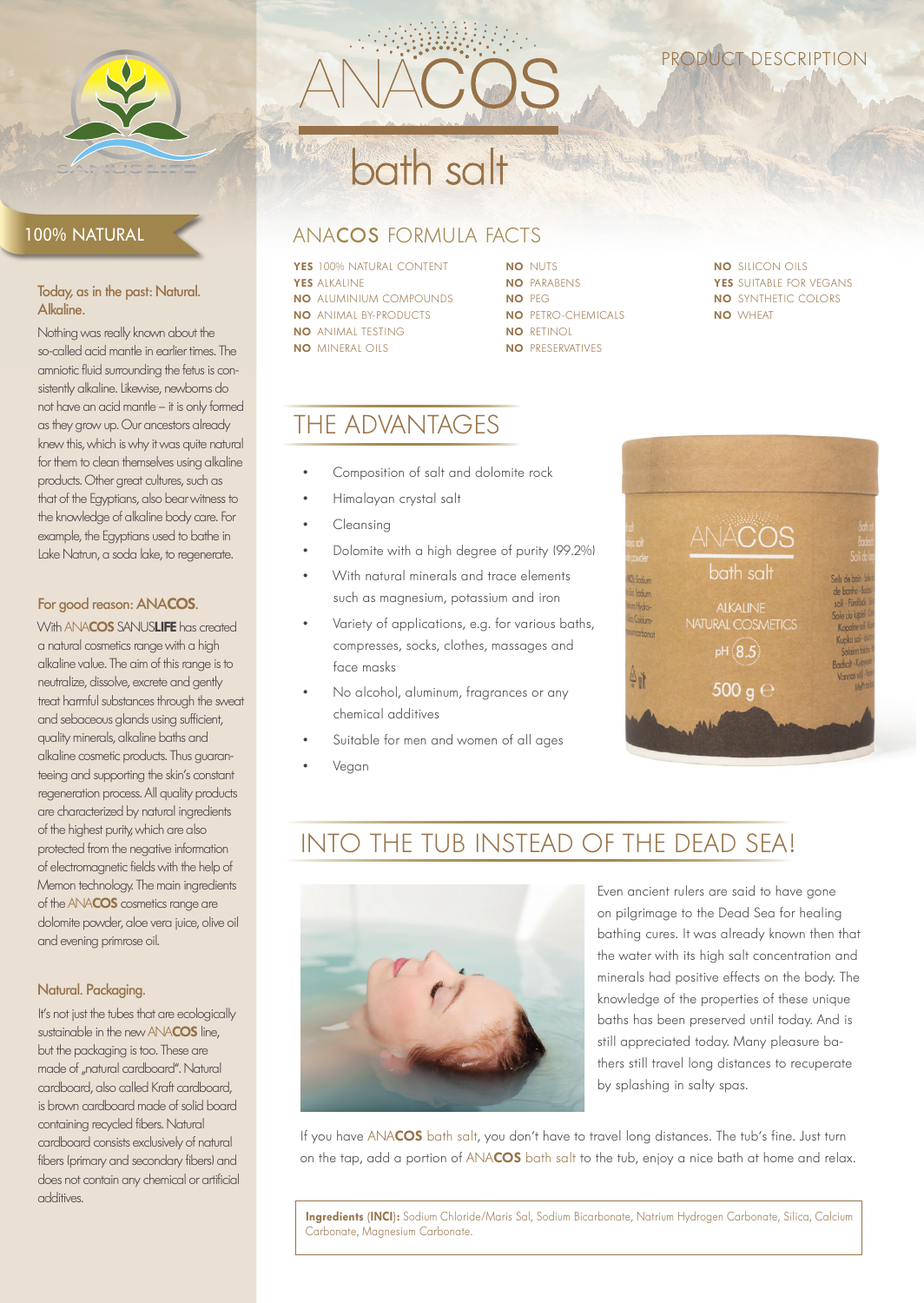# ANACOS bath salt

PRODUCT DESCRIPTION

## 100% NATURAL

### Today, as in the past: Natural. Alkaline.

Nothing was really known about the so-called acid mantle in earlier times. The amniotic fluid surrounding the fetus is consistently alkaline. Likewise, newborns do not have an acid mantle – it is only formed as they grow up. Our ancestors already knew this, which is why it was quite natural for them to clean themselves using alkaline products. Other great cultures, such as that of the Egyptians, also bear witness to the knowledge of alkaline body care. For example, the Egyptians used to bathe in Lake Natrun, a soda lake, to regenerate.

### For good reason: ANACOS.

With ANACOS SANUSLIFE has created a natural cosmetics range with a high alkaline value. The aim of this range is to neutralize, dissolve, excrete and gently treat harmful substances through the sweat and sebaceous glands using sufficient, quality minerals, alkaline baths and alkaline cosmetic products. Thus guaranteeing and supporting the skin's constant regeneration process. All quality products are characterized by natural ingredients of the highest purity, which are also protected from the negative information of electromagnetic fields with the help of Memon technology. The main ingredients of the ANACOS cosmetics range are dolomite powder, aloe vera juice, olive oil and evening primrose oil.

### Natural. Packaging.

It's not just the tubes that are ecologically sustainable in the new ANACOS line, but the packaging is too. These are made of „natural cardboard". Natural cardboard, also called Kraft cardboard, is brown cardboard made of solid board containing recycled fibers. Natural cardboard consists exclusively of natural fibers (primary and secondary fibers) and does not contain any chemical or artificial additives.

## ANACOS FORMULA FACTS

**YES** 100% NATURAL CONTENT
**YES** ALKALINE
**NO** ALUMINIUM COMPOUNDS
**NO** ANIMAL BY-PRODUCTS
**NO** ANIMAL TESTING
**NO** MINERAL OILS
**NO** NUTS
**NO** PARABENS
**NO** PEG
**NO** PETRO-CHEMICALS
**NO** RETINOL
**NO** PRESERVATIVES
**NO** SILICON OILS
**YES** SUITABLE FOR VEGANS
**NO** SYNTHETIC COLORS
**NO** WHEAT

## THE ADVANTAGES

- Composition of salt and dolomite rock
- Himalayan crystal salt
- Cleansing
- Dolomite with a high degree of purity (99.2%)
- With natural minerals and trace elements such as magnesium, potassium and iron
- Variety of applications, e.g. for various baths, compresses, socks, clothes, massages and face masks
- No alcohol, aluminum, fragrances or any chemical additives
- Suitable for men and women of all ages
- Vegan

## INTO THE TUB INSTEAD OF THE DEAD SEA!

Even ancient rulers are said to have gone on pilgrimage to the Dead Sea for healing bathing cures. It was already known then that the water with its high salt concentration and minerals had positive effects on the body. The knowledge of the properties of these unique baths has been preserved until today. And is still appreciated today. Many pleasure bathers still travel long distances to recuperate by splashing in salty spas.

If you have ANACOS bath salt, you don't have to travel long distances. The tub's fine. Just turn on the tap, add a portion of ANACOS bath salt to the tub, enjoy a nice bath at home and relax.

**Ingredients (INCI):** Sodium Chloride/Maris Sal, Sodium Bicarbonate, Natrium Hydrogen Carbonate, Silica, Calcium Carbonate, Magnesium Carbonate.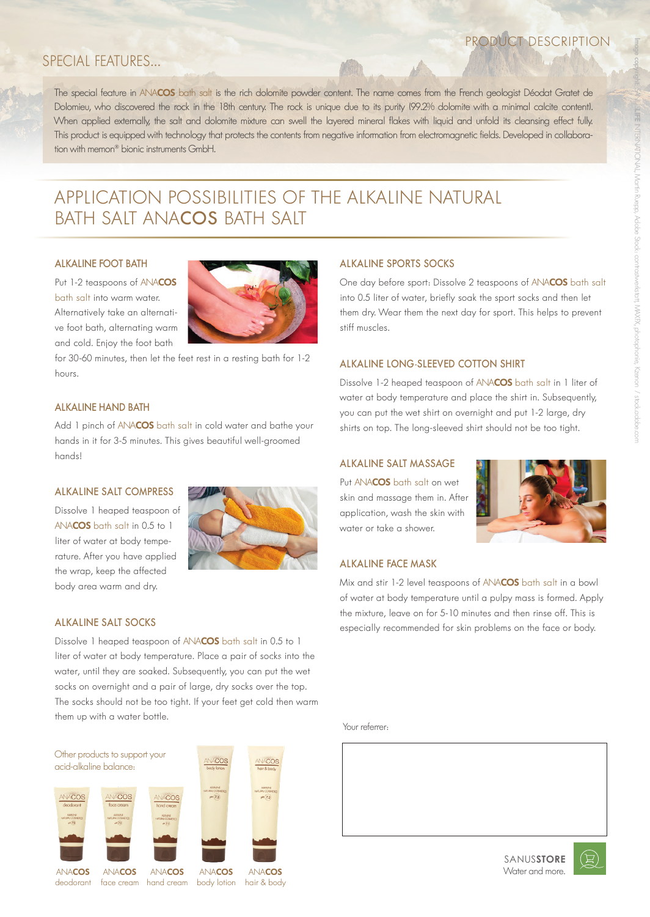PRODUCT DESCRIPTION

## SPECIAL FEATURES...

The special feature in ANA**COS** bath salt is the rich dolomite powder content. The name comes from the French geologist Déodat Gratet de Dolomieu, who discovered the rock in the 18th century. The rock is unique due to its purity (99.2% dolomite with a minimal calcite content). When applied externally, the salt and dolomite mixture can swell the layered mineral flakes with liquid and unfold its cleansing effect fully. This product is equipped with technology that protects the contents from negative information from electromagnetic fields. Developed in collaboration with memon® bionic instruments GmbH.

# APPLICATION POSSIBILITIES OF THE ALKALINE NATURAL BATH SALT ANA**COS** BATH SALT

### ALKALINE FOOT BATH

Put 1-2 teaspoons of ANA**COS** bath salt into warm water. Alternatively take an alternative foot bath, alternating warm and cold. Enjoy the foot bath for 30-60 minutes, then let the feet rest in a resting bath for 1-2 hours.

### ALKALINE HAND BATH

Add 1 pinch of ANA**COS** bath salt in cold water and bathe your hands in it for 3-5 minutes. This gives beautiful well-groomed hands!

### ALKALINE SALT COMPRESS

Dissolve 1 heaped teaspoon of ANA**COS** bath salt in 0.5 to 1 liter of water at body temperature. After you have applied the wrap, keep the affected body area warm and dry.

### ALKALINE SALT SOCKS

Dissolve 1 heaped teaspoon of ANA**COS** bath salt in 0.5 to 1 liter of water at body temperature. Place a pair of socks into the water, until they are soaked. Subsequently, you can put the wet socks on overnight and a pair of large, dry socks over the top. The socks should not be too tight. If your feet get cold then warm them up with a water bottle.

Other products to support your acid-alkaline balance:

ANA**COS** deodorant, ANA**COS** face cream, ANA**COS** hand cream, ANA**COS** body lotion, ANA**COS** hair & body

### ALKALINE SPORTS SOCKS

One day before sport: Dissolve 2 teaspoons of ANA**COS** bath salt into 0.5 liter of water, briefly soak the sport socks and then let them dry. Wear them the next day for sport. This helps to prevent stiff muscles.

### ALKALINE LONG-SLEEVED COTTON SHIRT

Dissolve 1-2 heaped teaspoon of ANA**COS** bath salt in 1 liter of water at body temperature and place the shirt in. Subsequently, you can put the wet shirt on overnight and put 1-2 large, dry shirts on top. The long-sleeved shirt should not be too tight.

### ALKALINE SALT MASSAGE

Put ANA**COS** bath salt on wet skin and massage them in. After application, wash the skin with water or take a shower.

### ALKALINE FACE MASK

Mix and stir 1-2 level teaspoons of ANA**COS** bath salt in a bowl of water at body temperature until a pulpy mass is formed. Apply the mixture, leave on for 5-10 minutes and then rinse off. This is especially recommended for skin problems on the face or body.

Your referrer:

SANUS**STORE**
Water and more.

Image copyright: SANUSLIFE INTERNATIONAL Martin Ruepp, Adobe Stock: contrastwerkstatt, MAXfx, photophonie, Kzenon / stock.adobe.com